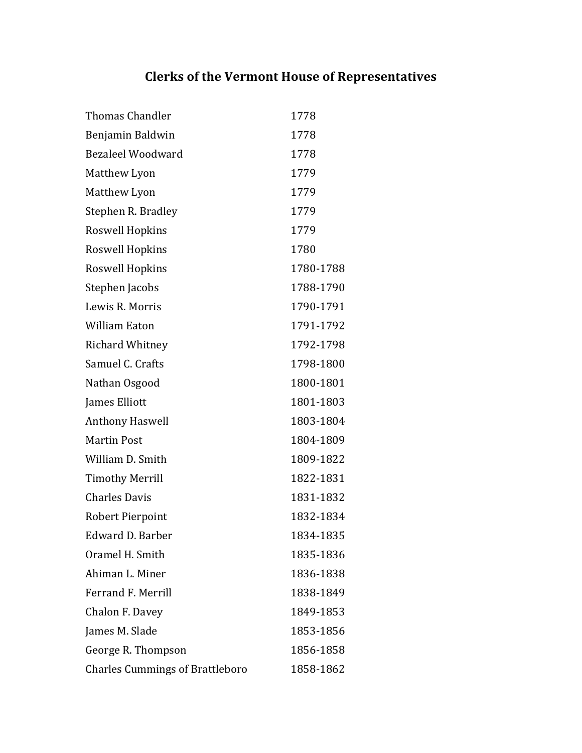# Clerks of the Vermont House of Representatives

| | |
|---|---|
| Thomas Chandler | 1778 |
| Benjamin Baldwin | 1778 |
| Bezaleel Woodward | 1778 |
| Matthew Lyon | 1779 |
| Matthew Lyon | 1779 |
| Stephen R. Bradley | 1779 |
| Roswell Hopkins | 1779 |
| Roswell Hopkins | 1780 |
| Roswell Hopkins | 1780-1788 |
| Stephen Jacobs | 1788-1790 |
| Lewis R. Morris | 1790-1791 |
| William Eaton | 1791-1792 |
| Richard Whitney | 1792-1798 |
| Samuel C. Crafts | 1798-1800 |
| Nathan Osgood | 1800-1801 |
| James Elliott | 1801-1803 |
| Anthony Haswell | 1803-1804 |
| Martin Post | 1804-1809 |
| William D. Smith | 1809-1822 |
| Timothy Merrill | 1822-1831 |
| Charles Davis | 1831-1832 |
| Robert Pierpoint | 1832-1834 |
| Edward D. Barber | 1834-1835 |
| Oramel H. Smith | 1835-1836 |
| Ahiman L. Miner | 1836-1838 |
| Ferrand F. Merrill | 1838-1849 |
| Chalon F. Davey | 1849-1853 |
| James M. Slade | 1853-1856 |
| George R. Thompson | 1856-1858 |
| Charles Cummings of Brattleboro | 1858-1862 |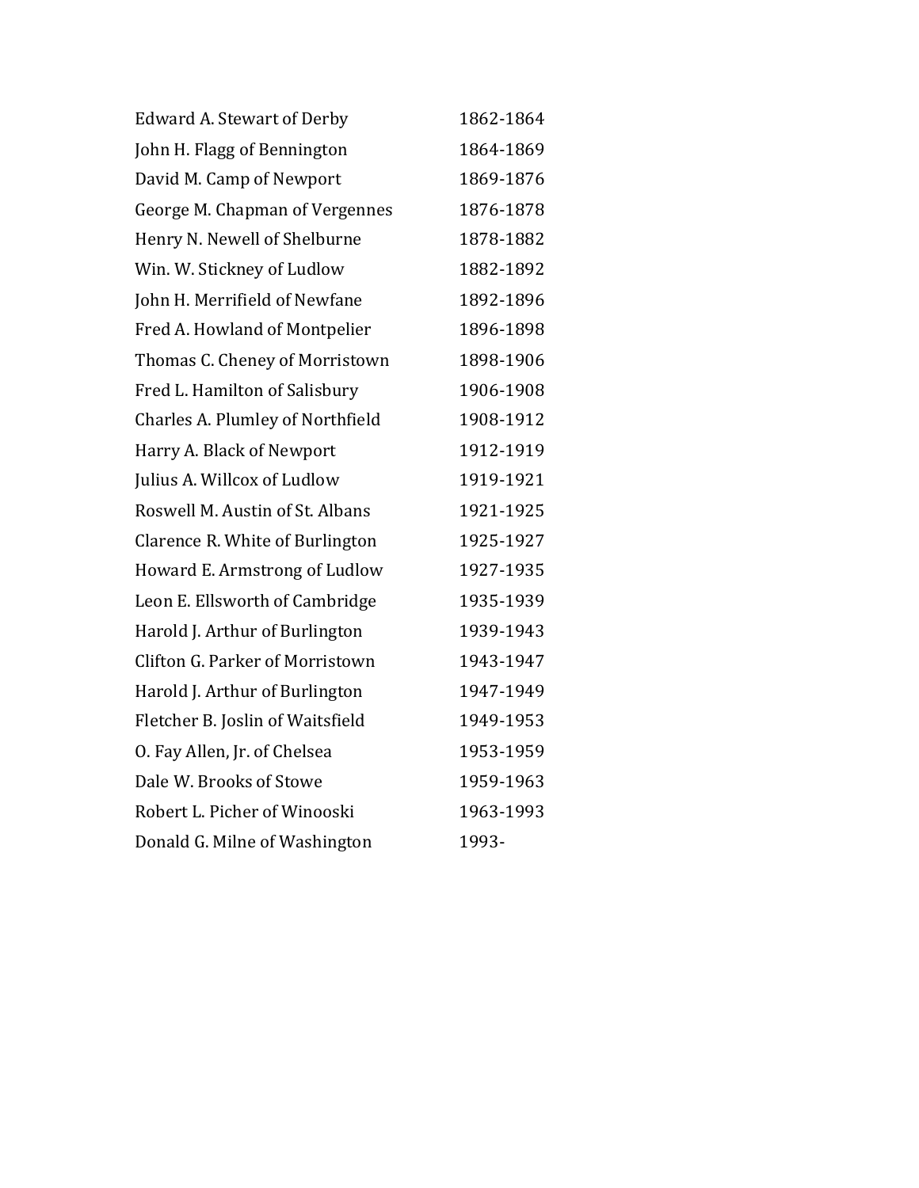| | |
|---|---|
| Edward A. Stewart of Derby | 1862-1864 |
| John H. Flagg of Bennington | 1864-1869 |
| David M. Camp of Newport | 1869-1876 |
| George M. Chapman of Vergennes | 1876-1878 |
| Henry N. Newell of Shelburne | 1878-1882 |
| Win. W. Stickney of Ludlow | 1882-1892 |
| John H. Merrifield of Newfane | 1892-1896 |
| Fred A. Howland of Montpelier | 1896-1898 |
| Thomas C. Cheney of Morristown | 1898-1906 |
| Fred L. Hamilton of Salisbury | 1906-1908 |
| Charles A. Plumley of Northfield | 1908-1912 |
| Harry A. Black of Newport | 1912-1919 |
| Julius A. Willcox of Ludlow | 1919-1921 |
| Roswell M. Austin of St. Albans | 1921-1925 |
| Clarence R. White of Burlington | 1925-1927 |
| Howard E. Armstrong of Ludlow | 1927-1935 |
| Leon E. Ellsworth of Cambridge | 1935-1939 |
| Harold J. Arthur of Burlington | 1939-1943 |
| Clifton G. Parker of Morristown | 1943-1947 |
| Harold J. Arthur of Burlington | 1947-1949 |
| Fletcher B. Joslin of Waitsfield | 1949-1953 |
| O. Fay Allen, Jr. of Chelsea | 1953-1959 |
| Dale W. Brooks of Stowe | 1959-1963 |
| Robert L. Picher of Winooski | 1963-1993 |
| Donald G. Milne of Washington | 1993- |